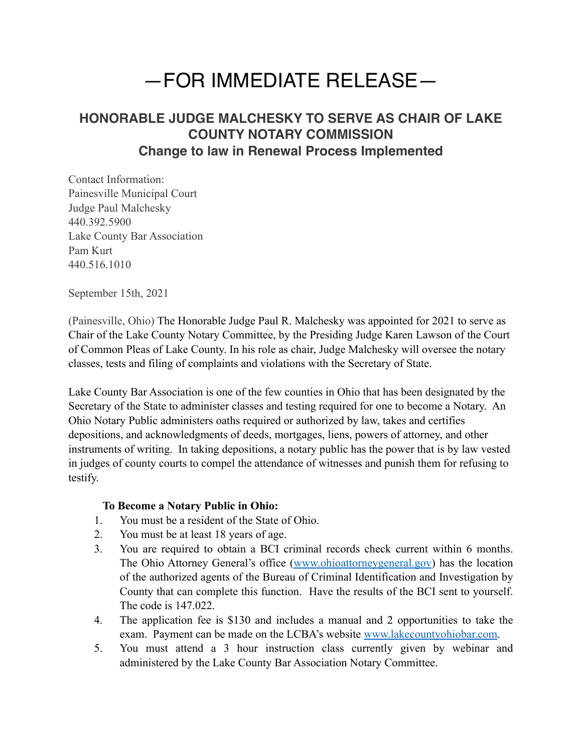# —FOR IMMEDIATE RELEASE—

## HONORABLE JUDGE MALCHESKY TO SERVE AS CHAIR OF LAKE COUNTY NOTARY COMMISSION

### Change to law in Renewal Process Implemented

Contact Information:
Painesville Municipal Court
Judge Paul Malchesky
440.392.5900
Lake County Bar Association
Pam Kurt
440.516.1010

September 15th, 2021

(Painesville, Ohio) The Honorable Judge Paul R. Malchesky was appointed for 2021 to serve as Chair of the Lake County Notary Committee, by the Presiding Judge Karen Lawson of the Court of Common Pleas of Lake County. In his role as chair, Judge Malchesky will oversee the notary classes, tests and filing of complaints and violations with the Secretary of State.

Lake County Bar Association is one of the few counties in Ohio that has been designated by the Secretary of the State to administer classes and testing required for one to become a Notary. An Ohio Notary Public administers oaths required or authorized by law, takes and certifies depositions, and acknowledgments of deeds, mortgages, liens, powers of attorney, and other instruments of writing. In taking depositions, a notary public has the power that is by law vested in judges of county courts to compel the attendance of witnesses and punish them for refusing to testify.

**To Become a Notary Public in Ohio:**

1. You must be a resident of the State of Ohio.
2. You must be at least 18 years of age.
3. You are required to obtain a BCI criminal records check current within 6 months. The Ohio Attorney General's office ([www.ohioattorneygeneral.gov](http://www.ohioattorneygeneral.gov)) has the location of the authorized agents of the Bureau of Criminal Identification and Investigation by County that can complete this function. Have the results of the BCI sent to yourself. The code is 147.022.
4. The application fee is $130 and includes a manual and 2 opportunities to take the exam. Payment can be made on the LCBA's website [www.lakecountyohiobar.com](http://www.lakecountyohiobar.com).
5. You must attend a 3 hour instruction class currently given by webinar and administered by the Lake County Bar Association Notary Committee.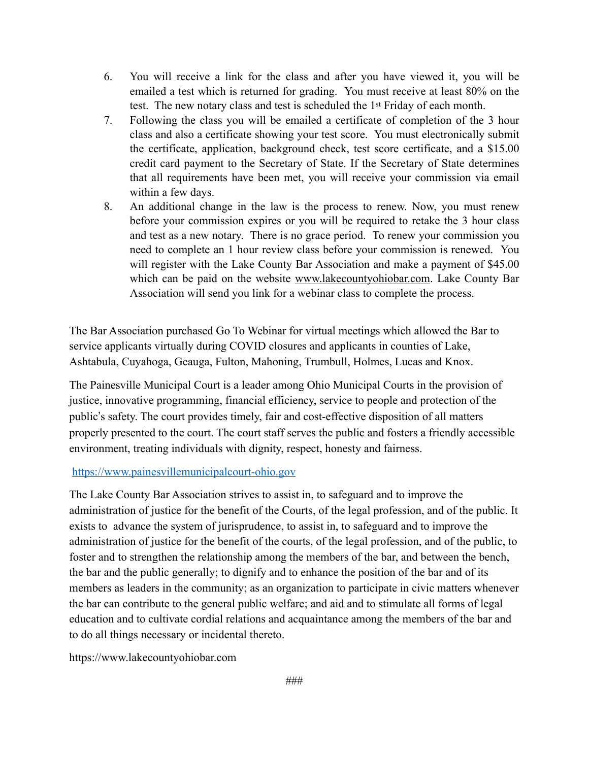6. You will receive a link for the class and after you have viewed it, you will be emailed a test which is returned for grading. You must receive at least 80% on the test. The new notary class and test is scheduled the 1st Friday of each month.
7. Following the class you will be emailed a certificate of completion of the 3 hour class and also a certificate showing your test score. You must electronically submit the certificate, application, background check, test score certificate, and a $15.00 credit card payment to the Secretary of State. If the Secretary of State determines that all requirements have been met, you will receive your commission via email within a few days.
8. An additional change in the law is the process to renew. Now, you must renew before your commission expires or you will be required to retake the 3 hour class and test as a new notary. There is no grace period. To renew your commission you need to complete an 1 hour review class before your commission is renewed. You will register with the Lake County Bar Association and make a payment of $45.00 which can be paid on the website www.lakecountyohiobar.com. Lake County Bar Association will send you link for a webinar class to complete the process.

The Bar Association purchased Go To Webinar for virtual meetings which allowed the Bar to service applicants virtually during COVID closures and applicants in counties of Lake, Ashtabula, Cuyahoga, Geauga, Fulton, Mahoning, Trumbull, Holmes, Lucas and Knox.

The Painesville Municipal Court is a leader among Ohio Municipal Courts in the provision of justice, innovative programming, financial efficiency, service to people and protection of the public's safety. The court provides timely, fair and cost-effective disposition of all matters properly presented to the court. The court staff serves the public and fosters a friendly accessible environment, treating individuals with dignity, respect, honesty and fairness.

https://www.painesvillemunicipalcourt-ohio.gov

The Lake County Bar Association strives to assist in, to safeguard and to improve the administration of justice for the benefit of the Courts, of the legal profession, and of the public. It exists to advance the system of jurisprudence, to assist in, to safeguard and to improve the administration of justice for the benefit of the courts, of the legal profession, and of the public, to foster and to strengthen the relationship among the members of the bar, and between the bench, the bar and the public generally; to dignify and to enhance the position of the bar and of its members as leaders in the community; as an organization to participate in civic matters whenever the bar can contribute to the general public welfare; and aid and to stimulate all forms of legal education and to cultivate cordial relations and acquaintance among the members of the bar and to do all things necessary or incidental thereto.

https://www.lakecountyohiobar.com

###